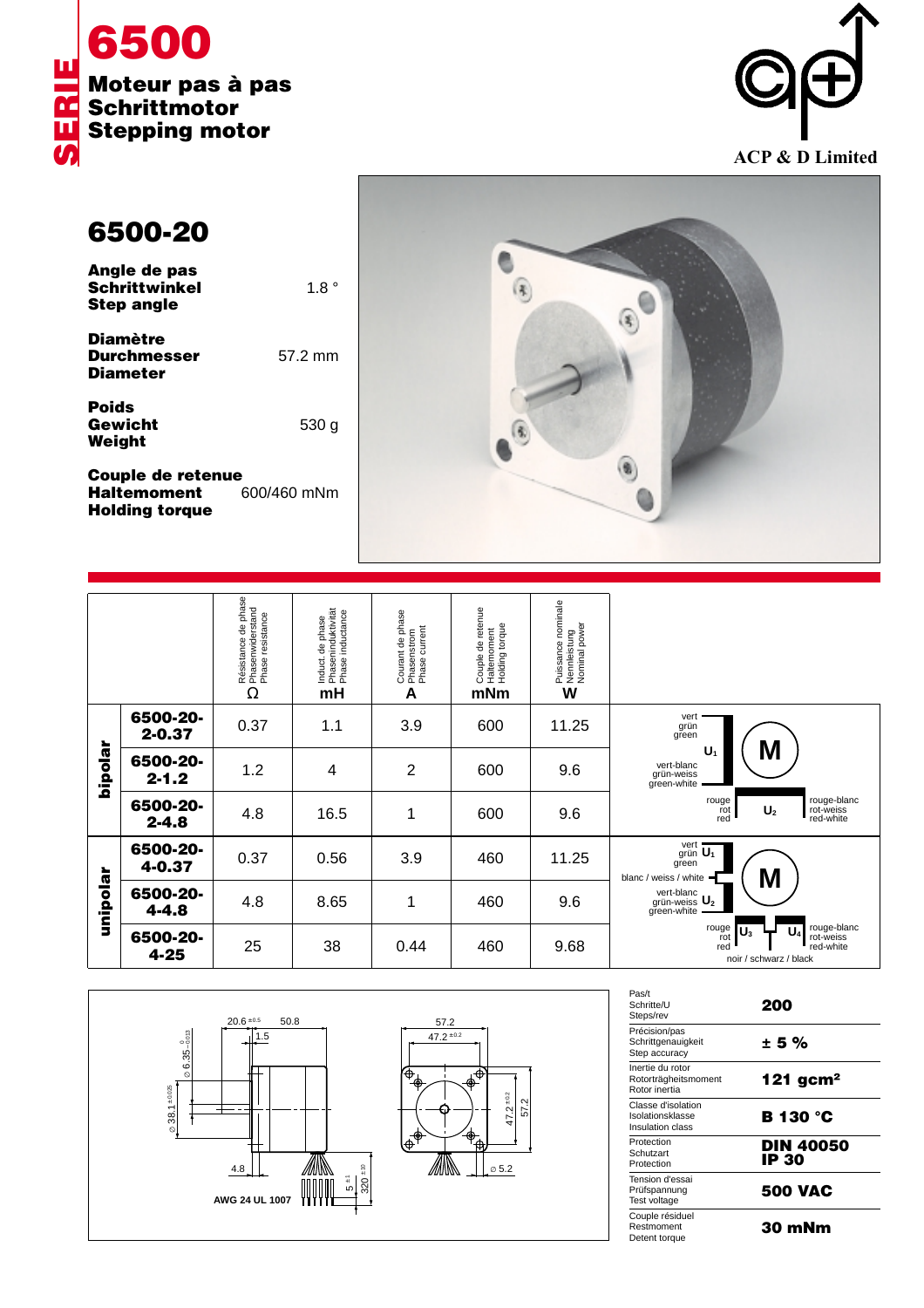SERIE

# 6500

**Moteur pas à pas**
**Schrittmotor**
**Stepping motor**

ACP & D Limited

## 6500-20

| | |
|---|---|
| **Angle de pas / Schrittwinkel / Step angle** | 1.8 ° |
| **Diamètre / Durchmesser / Diameter** | 57.2 mm |
| **Poids / Gewicht / Weight** | 530 g |
| **Couple de retenue / Haltemoment / Holding torque** | 600/460 mNm |

| | | Résistance de phase / Phasenwiderstand / Phase resistance Ω | Induct. de phase / Phaseninduktivität / Phase inductance mH | Courant de phase / Phasenstrom / Phase current A | Couple de retenue / Haltemoment / Holding torque mNm | Puissance nominale / Nennleistung / Nominal power W |
|---|---|---|---|---|---|---|
| bipolar | 6500-20-2-0.37 | 0.37 | 1.1 | 3.9 | 600 | 11.25 |
| | 6500-20-2-1.2 | 1.2 | 4 | 2 | 600 | 9.6 |
| | 6500-20-2-4.8 | 4.8 | 16.5 | 1 | 600 | 9.6 |
| unipolar | 6500-20-4-0.37 | 0.37 | 0.56 | 3.9 | 460 | 11.25 |
| | 6500-20-4-4.8 | 4.8 | 8.65 | 1 | 460 | 9.6 |
| | 6500-20-4-25 | 25 | 38 | 0.44 | 460 | 9.68 |

Bipolar wiring: vert / grün / green; vert-blanc / grün-weiss / green-white ($U_1$); rouge / rot / red; rouge-blanc / rot-weiss / red-white ($U_2$).

Unipolar wiring: vert / grün / green ($U_1$); blanc / weiss / white; vert-blanc / grün-weiss / green-white ($U_2$); rouge / rot / red ($U_3$); rouge-blanc / rot-weiss / red-white ($U_4$); noir / schwarz / black.

Dimensions: 20.6 ±0.5; 50.8; 1.5; ∅ 6.35 0/−0.013; ∅ 38.1 ±0.025; 4.8; 5 ±1; 320 ±10; AWG 24 UL 1007; 57.2; 47.2 ±0.2; 47.2 ±0.2; 57.2; ∅ 5.2

| | |
|---|---|
| Pas/t / Schritte/U / Steps/rev | **200** |
| Précision/pas / Schrittgenauigkeit / Step accuracy | **± 5 %** |
| Inertie du rotor / Rotorträgheitsmoment / Rotor inertia | **121 gcm²** |
| Classe d'isolation / Isolationsklasse / Insulation class | **B 130 °C** |
| Protection / Schutzart / Protection | **DIN 40050 IP 30** |
| Tension d'essai / Prüfspannung / Test voltage | **500 VAC** |
| Couple résiduel / Restmoment / Detent torque | **30 mNm** |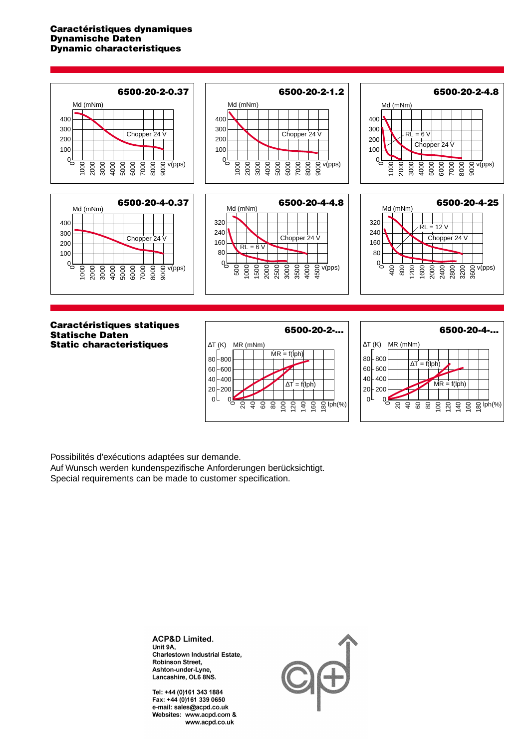## Caractéristiques dynamiques
## Dynamische Daten
## Dynamic characteristiques

**6500-20-2-0.37**

Md (mNm)
400
300
200
100
0
0 1000 2000 3000 4000 5000 6000 7000 8000 9000 v(pps)
Chopper 24 V

**6500-20-2-1.2**

Md (mNm)
400
300
200
100
0
0 1000 2000 3000 4000 5000 6000 7000 8000 9000 v(pps)
Chopper 24 V

**6500-20-2-4.8**

Md (mNm)
400
300
200
100
0
0 1000 2000 3000 4000 5000 6000 7000 8000 9000 v(pps)
RL = 6 V
Chopper 24 V

**6500-20-4-0.37**

Md (mNm)
400
300
200
100
0
0 1000 2000 3000 4000 5000 6000 7000 8000 9000 v(pps)
Chopper 24 V

**6500-20-4-4.8**

Md (mNm)
320
240
160
80
0
0 500 1000 1500 2000 2500 3000 3500 4000 4500 v(pps)
Chopper 24 V
RL = 6 V

**6500-20-4-25**

Md (mNm)
320
240
160
80
0
0 400 800 1200 1600 2000 2400 2800 3200 3600 v(pps)
RL = 12 V
Chopper 24 V

## Caractéristiques statiques
## Statische Daten
## Static characteristiques

**6500-20-2-...**

ΔT (K) MR (mNm)
80 800
60 600
40 400
20 200
0 0
0 20 40 60 80 100 120 140 160 180 Iph(%)
MR = f(Iph)
ΔT = f(Iph)

**6500-20-4-...**

ΔT (K) MR (mNm)
80 800
60 600
40 400
20 200
0 0
0 20 40 60 80 100 120 140 160 180 Iph(%)
ΔT = f(Iph)
MR = f(Iph)

Possibilités d'exécutions adaptées sur demande.
Auf Wunsch werden kundenspezifische Anforderungen berücksichtigt.
Special requirements can be made to customer specification.

**ACP&D Limited.**
**Unit 9A,**
**Charlestown Industrial Estate,**
**Robinson Street,**
**Ashton-under-Lyne,**
**Lancashire, OL6 8NS.**

**Tel: +44 (0)161 343 1884**
**Fax: +44 (0)161 339 0650**
**e-mail: sales@acpd.co.uk**
**Websites: www.acpd.com &**
**www.acpd.co.uk**